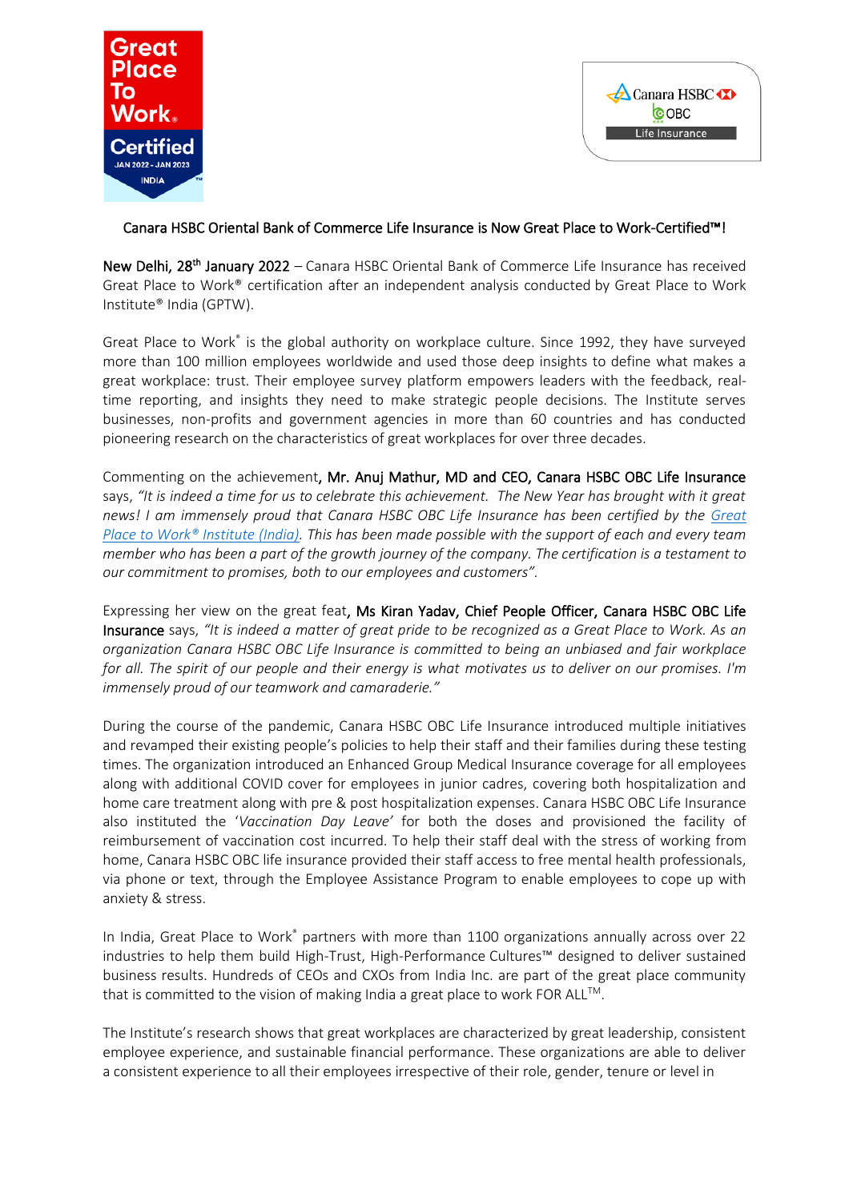Canara HSBC Oriental Bank of Commerce Life Insurance is Now Great Place to Work-Certified™!

**New Delhi, 28th January 2022** – Canara HSBC Oriental Bank of Commerce Life Insurance has received Great Place to Work® certification after an independent analysis conducted by Great Place to Work Institute® India (GPTW).

Great Place to Work® is the global authority on workplace culture. Since 1992, they have surveyed more than 100 million employees worldwide and used those deep insights to define what makes a great workplace: trust. Their employee survey platform empowers leaders with the feedback, real-time reporting, and insights they need to make strategic people decisions. The Institute serves businesses, non-profits and government agencies in more than 60 countries and has conducted pioneering research on the characteristics of great workplaces for over three decades.

Commenting on the achievement, **Mr. Anuj Mathur, MD and CEO, Canara HSBC OBC Life Insurance** says, *"It is indeed a time for us to celebrate this achievement. The New Year has brought with it great news! I am immensely proud that Canara HSBC OBC Life Insurance has been certified by the Great Place to Work® Institute (India). This has been made possible with the support of each and every team member who has been a part of the growth journey of the company. The certification is a testament to our commitment to promises, both to our employees and customers".*

Expressing her view on the great feat, **Ms Kiran Yadav, Chief People Officer, Canara HSBC OBC Life Insurance** says, *"It is indeed a matter of great pride to be recognized as a Great Place to Work. As an organization Canara HSBC OBC Life Insurance is committed to being an unbiased and fair workplace for all. The spirit of our people and their energy is what motivates us to deliver on our promises. I'm immensely proud of our teamwork and camaraderie."*

During the course of the pandemic, Canara HSBC OBC Life Insurance introduced multiple initiatives and revamped their existing people's policies to help their staff and their families during these testing times. The organization introduced an Enhanced Group Medical Insurance coverage for all employees along with additional COVID cover for employees in junior cadres, covering both hospitalization and home care treatment along with pre & post hospitalization expenses. Canara HSBC OBC Life Insurance also instituted the '*Vaccination Day Leave'* for both the doses and provisioned the facility of reimbursement of vaccination cost incurred. To help their staff deal with the stress of working from home, Canara HSBC OBC life insurance provided their staff access to free mental health professionals, via phone or text, through the Employee Assistance Program to enable employees to cope up with anxiety & stress.

In India, Great Place to Work® partners with more than 1100 organizations annually across over 22 industries to help them build High-Trust, High-Performance Cultures™ designed to deliver sustained business results. Hundreds of CEOs and CXOs from India Inc. are part of the great place community that is committed to the vision of making India a great place to work FOR ALL™.

The Institute's research shows that great workplaces are characterized by great leadership, consistent employee experience, and sustainable financial performance. These organizations are able to deliver a consistent experience to all their employees irrespective of their role, gender, tenure or level in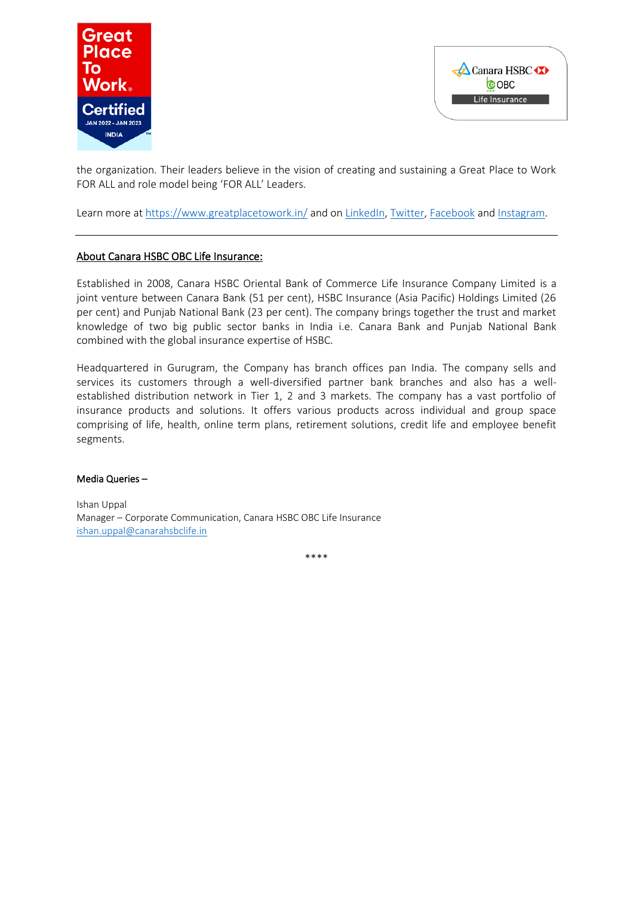the organization. Their leaders believe in the vision of creating and sustaining a Great Place to Work FOR ALL and role model being 'FOR ALL' Leaders.

Learn more at https://www.greatplacetowork.in/ and on LinkedIn, Twitter, Facebook and Instagram.

---

## About Canara HSBC OBC Life Insurance:

Established in 2008, Canara HSBC Oriental Bank of Commerce Life Insurance Company Limited is a joint venture between Canara Bank (51 per cent), HSBC Insurance (Asia Pacific) Holdings Limited (26 per cent) and Punjab National Bank (23 per cent). The company brings together the trust and market knowledge of two big public sector banks in India i.e. Canara Bank and Punjab National Bank combined with the global insurance expertise of HSBC.

Headquartered in Gurugram, the Company has branch offices pan India. The company sells and services its customers through a well-diversified partner bank branches and also has a well-established distribution network in Tier 1, 2 and 3 markets. The company has a vast portfolio of insurance products and solutions. It offers various products across individual and group space comprising of life, health, online term plans, retirement solutions, credit life and employee benefit segments.

**Media Queries –**

Ishan Uppal
Manager – Corporate Communication, Canara HSBC OBC Life Insurance
ishan.uppal@canarahsbclife.in

****